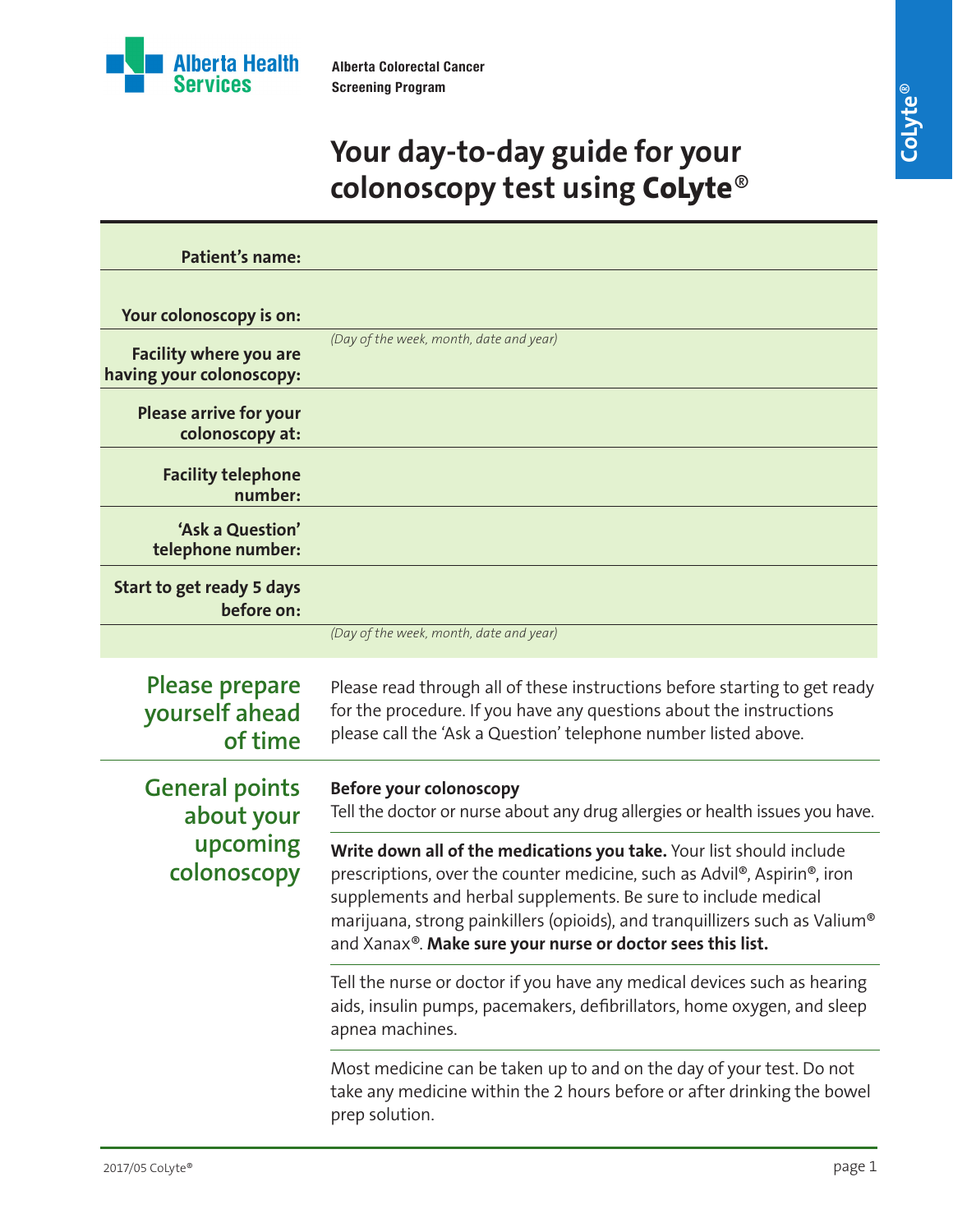Alberta Health Services

Alberta Colorectal Cancer Screening Program

CoLyte®

# Your day-to-day guide for your colonoscopy test using CoLyte®

| | |
|---|---|
| **Patient's name:** | |
| **Your colonoscopy is on:** | |
| | *(Day of the week, month, date and year)* |
| **Facility where you are having your colonoscopy:** | |
| **Please arrive for your colonoscopy at:** | |
| **Facility telephone number:** | |
| **'Ask a Question' telephone number:** | |
| **Start to get ready 5 days before on:** | |
| | *(Day of the week, month, date and year)* |

## Please prepare yourself ahead of time

Please read through all of these instructions before starting to get ready for the procedure. If you have any questions about the instructions please call the 'Ask a Question' telephone number listed above.

## General points about your upcoming colonoscopy

**Before your colonoscopy**

Tell the doctor or nurse about any drug allergies or health issues you have.

**Write down all of the medications you take.** Your list should include prescriptions, over the counter medicine, such as Advil®, Aspirin®, iron supplements and herbal supplements. Be sure to include medical marijuana, strong painkillers (opioids), and tranquillizers such as Valium® and Xanax®. **Make sure your nurse or doctor sees this list.**

Tell the nurse or doctor if you have any medical devices such as hearing aids, insulin pumps, pacemakers, defibrillators, home oxygen, and sleep apnea machines.

Most medicine can be taken up to and on the day of your test. Do not take any medicine within the 2 hours before or after drinking the bowel prep solution.

2017/05 CoLyte®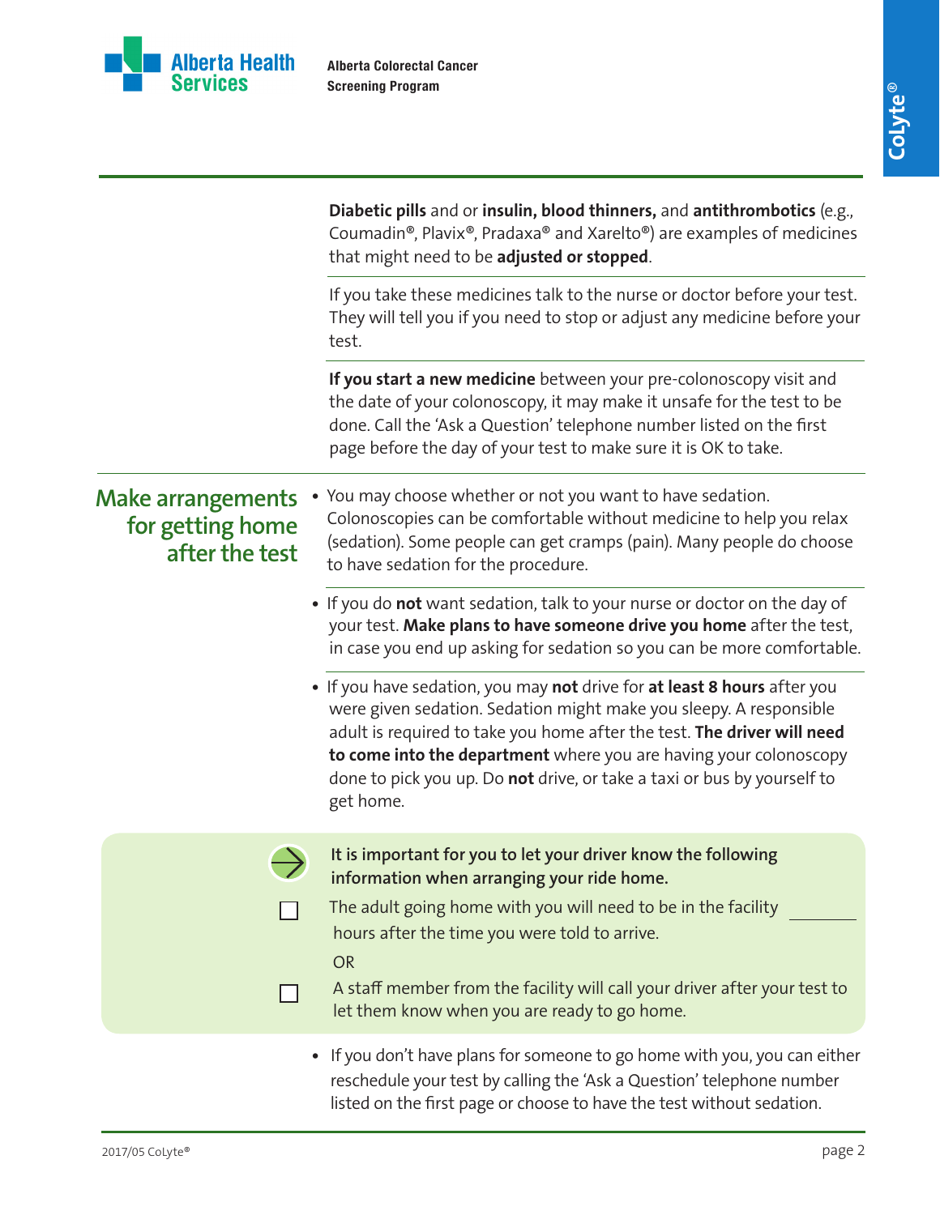**Diabetic pills** and or **insulin, blood thinners,** and **antithrombotics** (e.g., Coumadin®, Plavix®, Pradaxa® and Xarelto®) are examples of medicines that might need to be **adjusted or stopped**.

If you take these medicines talk to the nurse or doctor before your test. They will tell you if you need to stop or adjust any medicine before your test.

**If you start a new medicine** between your pre-colonoscopy visit and the date of your colonoscopy, it may make it unsafe for the test to be done. Call the 'Ask a Question' telephone number listed on the first page before the day of your test to make sure it is OK to take.

## Make arrangements for getting home after the test

- You may choose whether or not you want to have sedation. Colonoscopies can be comfortable without medicine to help you relax (sedation). Some people can get cramps (pain). Many people do choose to have sedation for the procedure.
- If you do **not** want sedation, talk to your nurse or doctor on the day of your test. **Make plans to have someone drive you home** after the test, in case you end up asking for sedation so you can be more comfortable.
- If you have sedation, you may **not** drive for **at least 8 hours** after you were given sedation. Sedation might make you sleepy. A responsible adult is required to take you home after the test. **The driver will need to come into the department** where you are having your colonoscopy done to pick you up. Do **not** drive, or take a taxi or bus by yourself to get home.

**It is important for you to let your driver know the following information when arranging your ride home.**

☐ The adult going home with you will need to be in the facility ________ hours after the time you were told to arrive.

OR

☐ A staff member from the facility will call your driver after your test to let them know when you are ready to go home.

- If you don't have plans for someone to go home with you, you can either reschedule your test by calling the 'Ask a Question' telephone number listed on the first page or choose to have the test without sedation.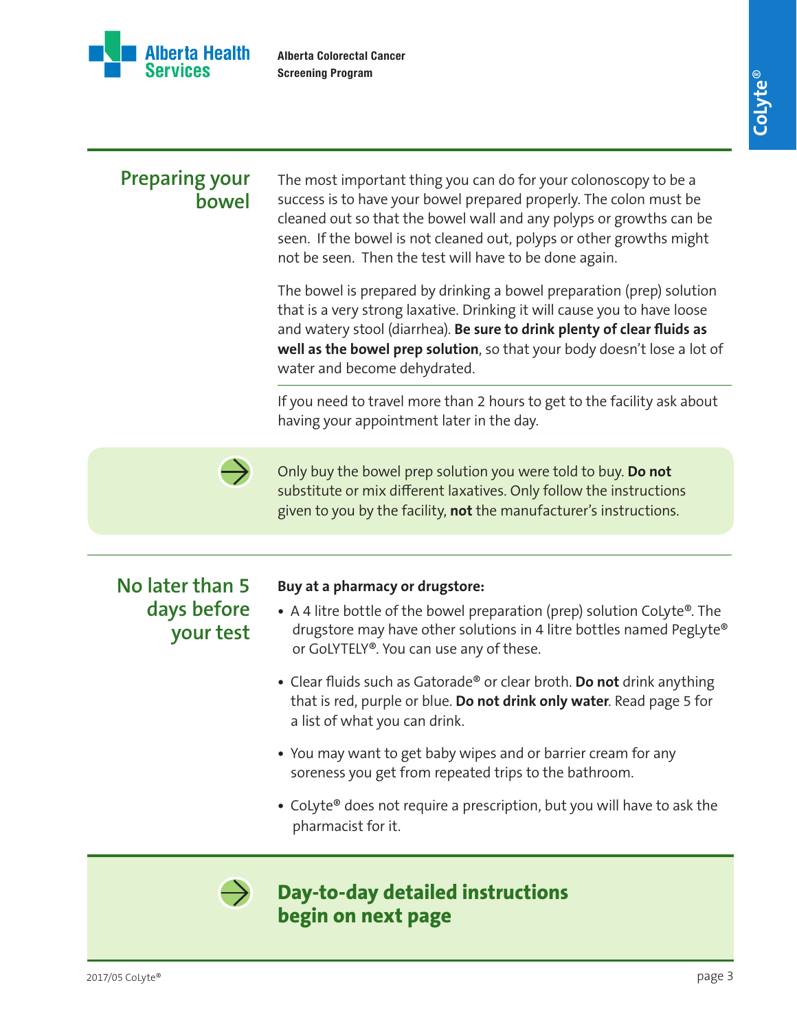## Preparing your bowel

The most important thing you can do for your colonoscopy to be a success is to have your bowel prepared properly. The colon must be cleaned out so that the bowel wall and any polyps or growths can be seen. If the bowel is not cleaned out, polyps or other growths might not be seen. Then the test will have to be done again.

The bowel is prepared by drinking a bowel preparation (prep) solution that is a very strong laxative. Drinking it will cause you to have loose and watery stool (diarrhea). **Be sure to drink plenty of clear fluids as well as the bowel prep solution**, so that your body doesn't lose a lot of water and become dehydrated.

If you need to travel more than 2 hours to get to the facility ask about having your appointment later in the day.

Only buy the bowel prep solution you were told to buy. **Do not** substitute or mix different laxatives. Only follow the instructions given to you by the facility, **not** the manufacturer's instructions.

## No later than 5 days before your test

**Buy at a pharmacy or drugstore:**

- A 4 litre bottle of the bowel preparation (prep) solution CoLyte®. The drugstore may have other solutions in 4 litre bottles named PegLyte® or GoLYTELY®. You can use any of these.
- Clear fluids such as Gatorade® or clear broth. **Do not** drink anything that is red, purple or blue. **Do not drink only water**. Read page 5 for a list of what you can drink.
- You may want to get baby wipes and or barrier cream for any soreness you get from repeated trips to the bathroom.
- CoLyte® does not require a prescription, but you will have to ask the pharmacist for it.

**Day-to-day detailed instructions begin on next page**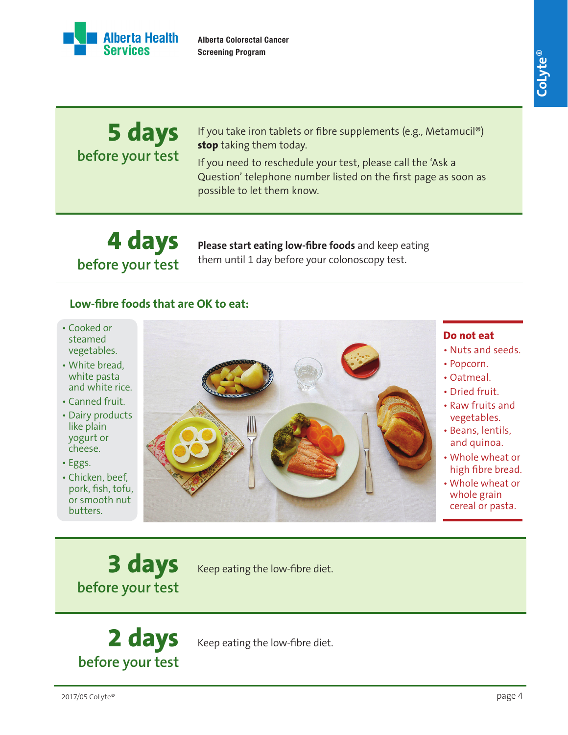## 5 days before your test

If you take iron tablets or fibre supplements (e.g., Metamucil®) **stop** taking them today.

If you need to reschedule your test, please call the 'Ask a Question' telephone number listed on the first page as soon as possible to let them know.

## 4 days before your test

**Please start eating low-fibre foods** and keep eating them until 1 day before your colonoscopy test.

### Low-fibre foods that are OK to eat:

- Cooked or steamed vegetables.
- White bread, white pasta and white rice.
- Canned fruit.
- Dairy products like plain yogurt or cheese.
- Eggs.
- Chicken, beef, pork, fish, tofu, or smooth nut butters.

### Do not eat

- Nuts and seeds.
- Popcorn.
- Oatmeal.
- Dried fruit.
- Raw fruits and vegetables.
- Beans, lentils, and quinoa.
- Whole wheat or high fibre bread.
- Whole wheat or whole grain cereal or pasta.

## 3 days before your test

Keep eating the low-fibre diet.

## 2 days before your test

Keep eating the low-fibre diet.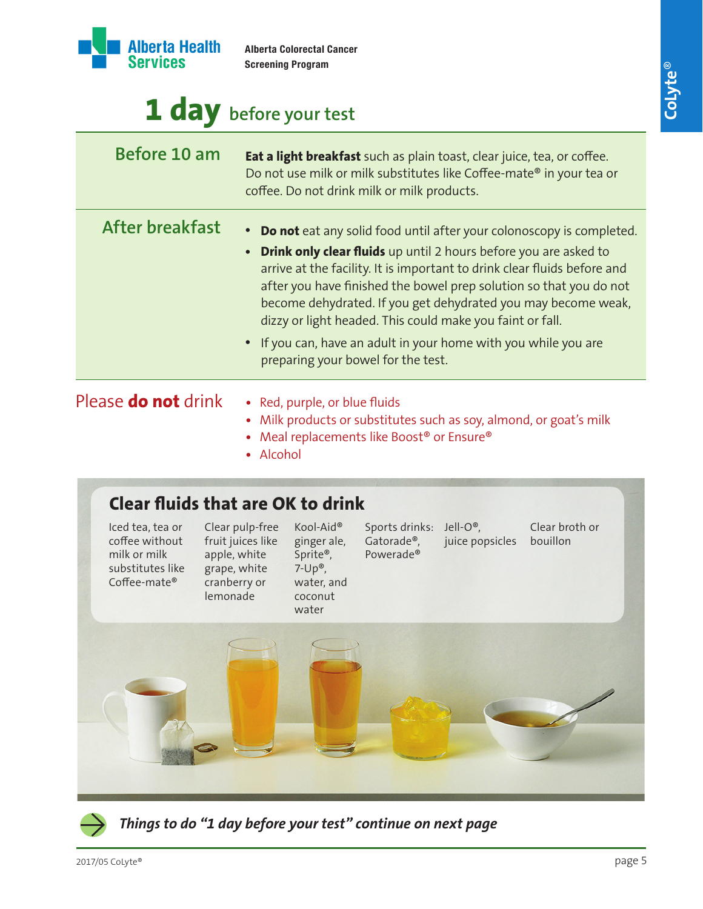# 1 day before your test

## Before 10 am

**Eat a light breakfast** such as plain toast, clear juice, tea, or coffee. Do not use milk or milk substitutes like Coffee-mate® in your tea or coffee. Do not drink milk or milk products.

## After breakfast

- **Do not** eat any solid food until after your colonoscopy is completed.
- **Drink only clear fluids** up until 2 hours before you are asked to arrive at the facility. It is important to drink clear fluids before and after you have finished the bowel prep solution so that you do not become dehydrated. If you get dehydrated you may become weak, dizzy or light headed. This could make you faint or fall.
- If you can, have an adult in your home with you while you are preparing your bowel for the test.

## Please **do not** drink

- Red, purple, or blue fluids
- Milk products or substitutes such as soy, almond, or goat's milk
- Meal replacements like Boost® or Ensure®
- Alcohol

## Clear fluids that are OK to drink

- Iced tea, tea or coffee without milk or milk substitutes like Coffee-mate®
- Clear pulp-free fruit juices like apple, white grape, white cranberry or lemonade
- Kool-Aid® ginger ale, Sprite®, 7-Up®, water, and coconut water
- Sports drinks: Gatorade®, Powerade®
- Jell-O®, juice popsicles
- Clear broth or bouillon

***Things to do "1 day before your test" continue on next page***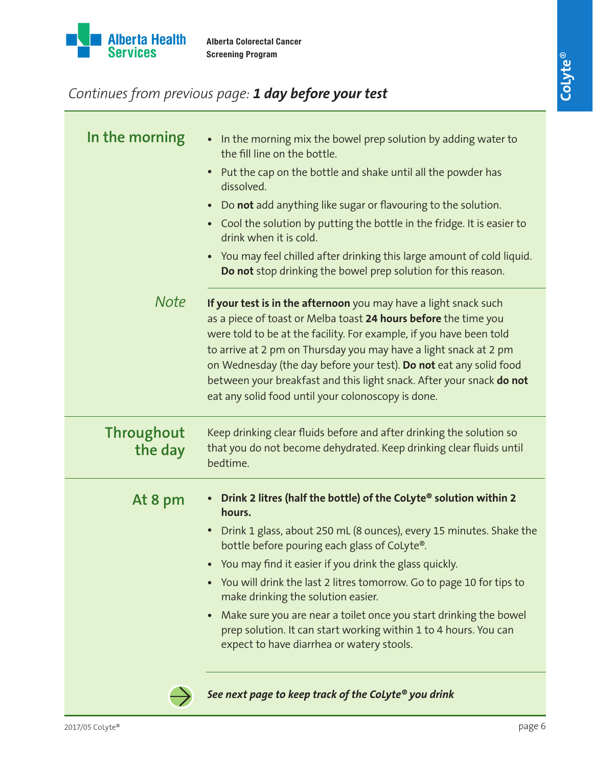*Continues from previous page:* ***1 day before your test***

## In the morning

- In the morning mix the bowel prep solution by adding water to the fill line on the bottle.
- Put the cap on the bottle and shake until all the powder has dissolved.
- Do **not** add anything like sugar or flavouring to the solution.
- Cool the solution by putting the bottle in the fridge. It is easier to drink when it is cold.
- You may feel chilled after drinking this large amount of cold liquid. **Do not** stop drinking the bowel prep solution for this reason.

*Note*

**If your test is in the afternoon** you may have a light snack such as a piece of toast or Melba toast **24 hours before** the time you were told to be at the facility. For example, if you have been told to arrive at 2 pm on Thursday you may have a light snack at 2 pm on Wednesday (the day before your test). **Do not** eat any solid food between your breakfast and this light snack. After your snack **do not** eat any solid food until your colonoscopy is done.

## Throughout the day

Keep drinking clear fluids before and after drinking the solution so that you do not become dehydrated. Keep drinking clear fluids until bedtime.

## At 8 pm

- **Drink 2 litres (half the bottle) of the CoLyte® solution within 2 hours.**
- Drink 1 glass, about 250 mL (8 ounces), every 15 minutes. Shake the bottle before pouring each glass of CoLyte®.
- You may find it easier if you drink the glass quickly.
- You will drink the last 2 litres tomorrow. Go to page 10 for tips to make drinking the solution easier.
- Make sure you are near a toilet once you start drinking the bowel prep solution. It can start working within 1 to 4 hours. You can expect to have diarrhea or watery stools.

***See next page to keep track of the CoLyte® you drink***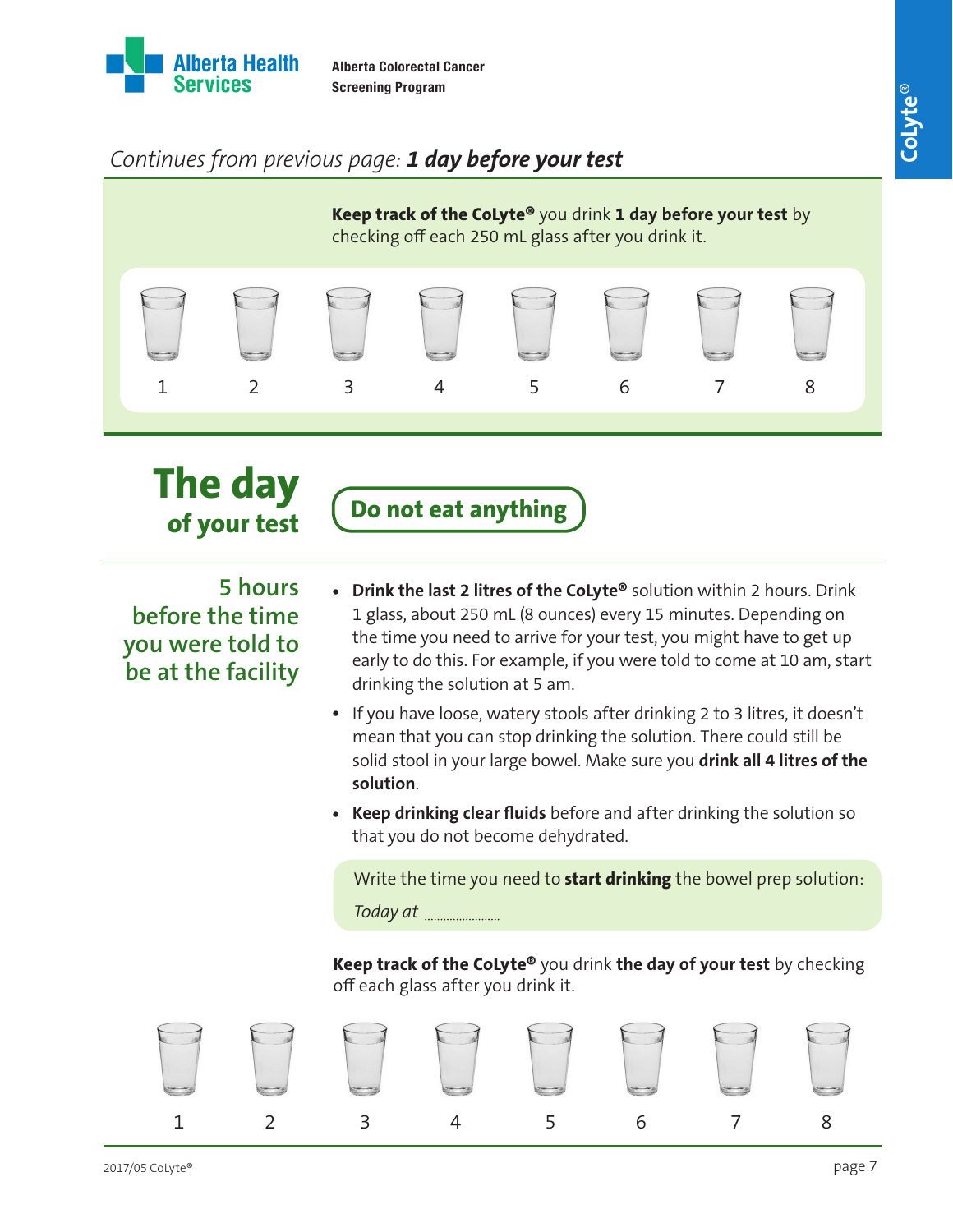*Continues from previous page:* ***1 day before your test***

**Keep track of the CoLyte®** you drink **1 day before your test** by checking off each 250 mL glass after you drink it.

1 2 3 4 5 6 7 8

# The day of your test

**Do not eat anything**

## 5 hours before the time you were told to be at the facility

- **Drink the last 2 litres of the CoLyte®** solution within 2 hours. Drink 1 glass, about 250 mL (8 ounces) every 15 minutes. Depending on the time you need to arrive for your test, you might have to get up early to do this. For example, if you were told to come at 10 am, start drinking the solution at 5 am.
- If you have loose, watery stools after drinking 2 to 3 litres, it doesn't mean that you can stop drinking the solution. There could still be solid stool in your large bowel. Make sure you **drink all 4 litres of the solution**.
- **Keep drinking clear fluids** before and after drinking the solution so that you do not become dehydrated.

Write the time you need to **start drinking** the bowel prep solution:

*Today at* ......................

**Keep track of the CoLyte®** you drink **the day of your test** by checking off each glass after you drink it.

1 2 3 4 5 6 7 8

2017/05 CoLyte®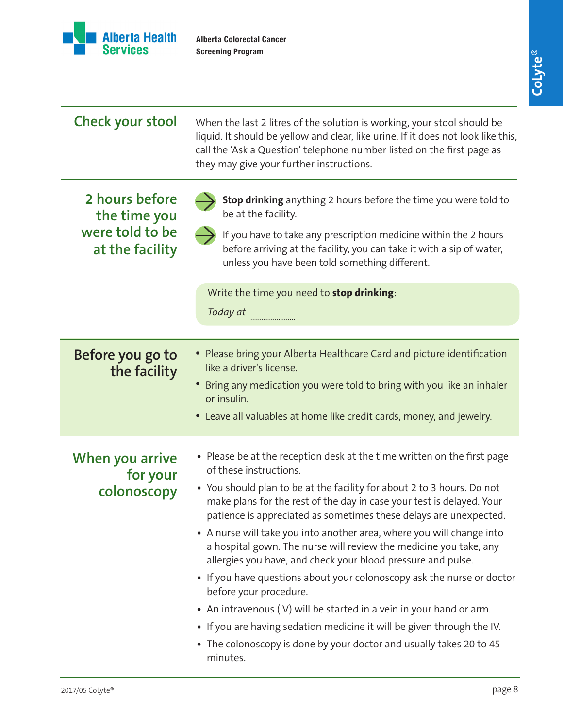## Check your stool

When the last 2 litres of the solution is working, your stool should be liquid. It should be yellow and clear, like urine. If it does not look like this, call the 'Ask a Question' telephone number listed on the first page as they may give your further instructions.

## 2 hours before the time you were told to be at the facility

- **Stop drinking** anything 2 hours before the time you were told to be at the facility.
- If you have to take any prescription medicine within the 2 hours before arriving at the facility, you can take it with a sip of water, unless you have been told something different.

Write the time you need to **stop drinking**:

*Today at* ........................

## Before you go to the facility

- Please bring your Alberta Healthcare Card and picture identification like a driver's license.
- Bring any medication you were told to bring with you like an inhaler or insulin.
- Leave all valuables at home like credit cards, money, and jewelry.

## When you arrive for your colonoscopy

- Please be at the reception desk at the time written on the first page of these instructions.
- You should plan to be at the facility for about 2 to 3 hours. Do not make plans for the rest of the day in case your test is delayed. Your patience is appreciated as sometimes these delays are unexpected.
- A nurse will take you into another area, where you will change into a hospital gown. The nurse will review the medicine you take, any allergies you have, and check your blood pressure and pulse.
- If you have questions about your colonoscopy ask the nurse or doctor before your procedure.
- An intravenous (IV) will be started in a vein in your hand or arm.
- If you are having sedation medicine it will be given through the IV.
- The colonoscopy is done by your doctor and usually takes 20 to 45 minutes.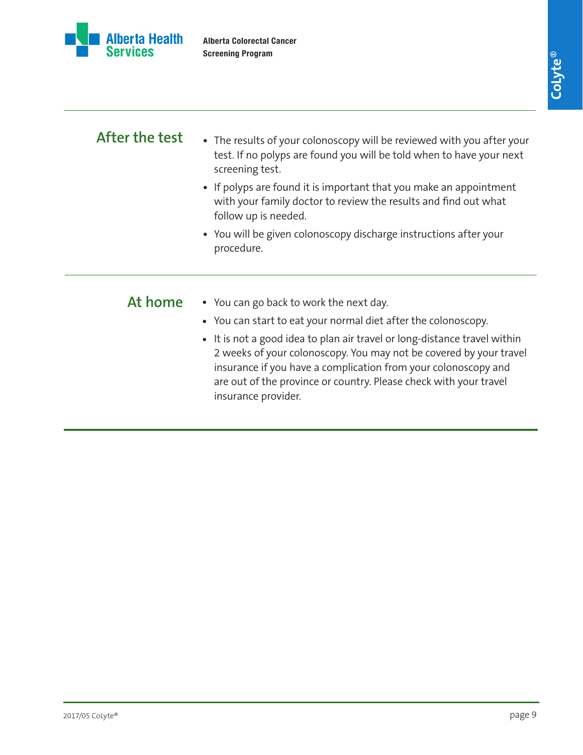## After the test

- The results of your colonoscopy will be reviewed with you after your test. If no polyps are found you will be told when to have your next screening test.
- If polyps are found it is important that you make an appointment with your family doctor to review the results and find out what follow up is needed.
- You will be given colonoscopy discharge instructions after your procedure.

## At home

- You can go back to work the next day.
- You can start to eat your normal diet after the colonoscopy.
- It is not a good idea to plan air travel or long-distance travel within 2 weeks of your colonoscopy. You may not be covered by your travel insurance if you have a complication from your colonoscopy and are out of the province or country. Please check with your travel insurance provider.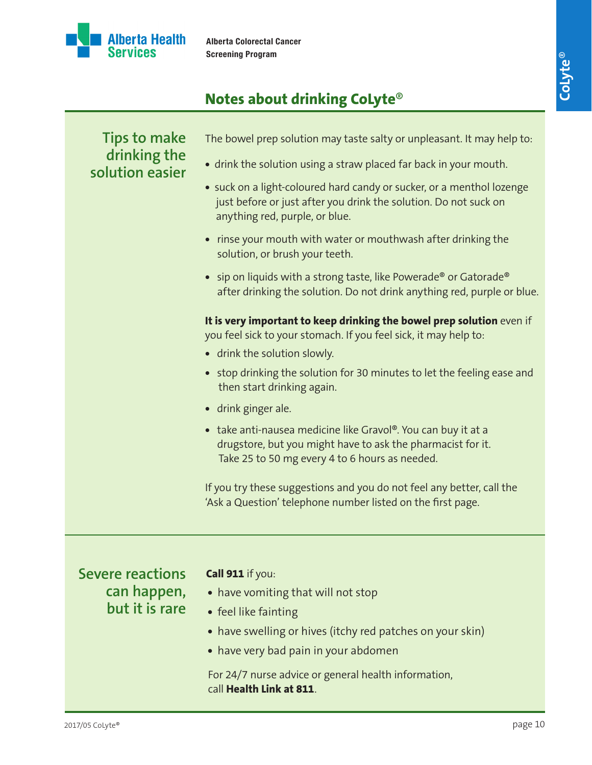## Notes about drinking CoLyte®

### Tips to make drinking the solution easier

The bowel prep solution may taste salty or unpleasant. It may help to:

- drink the solution using a straw placed far back in your mouth.
- suck on a light-coloured hard candy or sucker, or a menthol lozenge just before or just after you drink the solution. Do not suck on anything red, purple, or blue.
- rinse your mouth with water or mouthwash after drinking the solution, or brush your teeth.
- sip on liquids with a strong taste, like Powerade® or Gatorade® after drinking the solution. Do not drink anything red, purple or blue.

**It is very important to keep drinking the bowel prep solution** even if you feel sick to your stomach. If you feel sick, it may help to:

- drink the solution slowly.
- stop drinking the solution for 30 minutes to let the feeling ease and then start drinking again.
- drink ginger ale.
- take anti-nausea medicine like Gravol®. You can buy it at a drugstore, but you might have to ask the pharmacist for it. Take 25 to 50 mg every 4 to 6 hours as needed.

If you try these suggestions and you do not feel any better, call the 'Ask a Question' telephone number listed on the first page.

### Severe reactions can happen, but it is rare

**Call 911** if you:

- have vomiting that will not stop
- feel like fainting
- have swelling or hives (itchy red patches on your skin)
- have very bad pain in your abdomen

For 24/7 nurse advice or general health information, call **Health Link at 811**.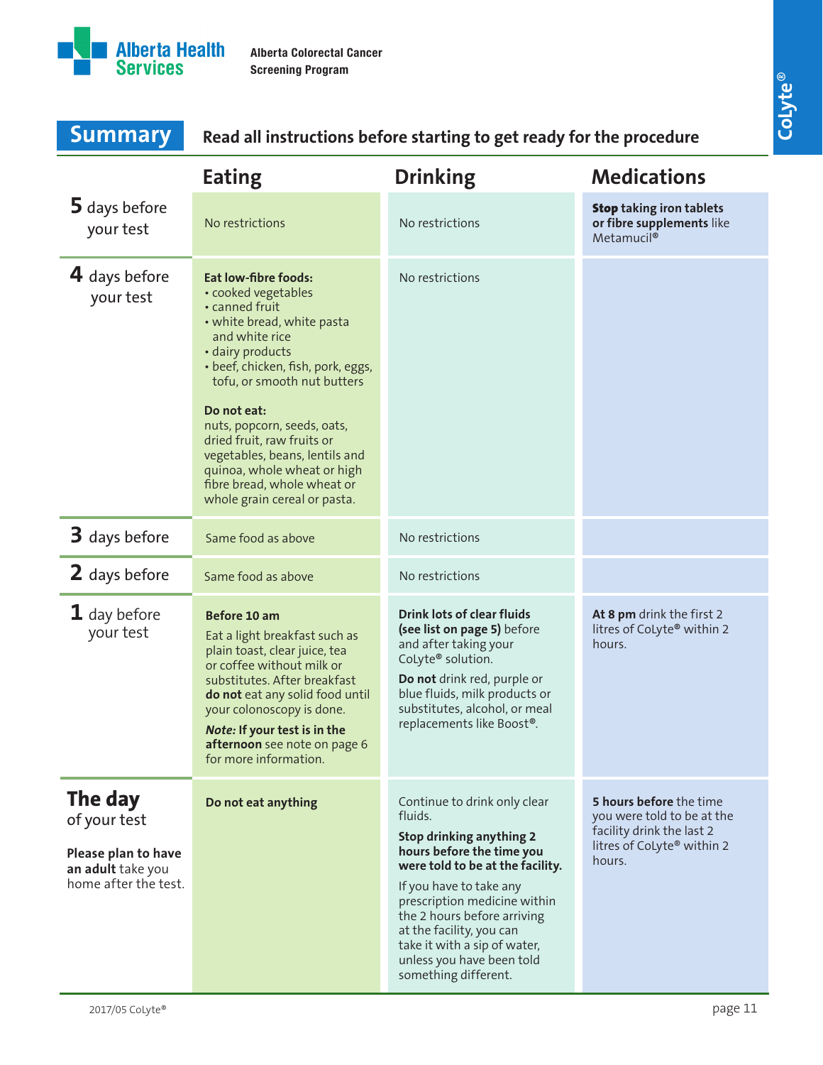Alberta Health Services

Alberta Colorectal Cancer Screening Program

CoLyte®

## Summary

**Read all instructions before starting to get ready for the procedure**

| | Eating | Drinking | Medications |
|---|---|---|---|
| **5** days before your test | No restrictions | No restrictions | **Stop taking iron tablets or fibre supplements** like Metamucil® |
| **4** days before your test | **Eat low-fibre foods:** • cooked vegetables • canned fruit • white bread, white pasta and white rice • dairy products • beef, chicken, fish, pork, eggs, tofu, or smooth nut butters<br><br>**Do not eat:** nuts, popcorn, seeds, oats, dried fruit, raw fruits or vegetables, beans, lentils and quinoa, whole wheat or high fibre bread, whole wheat or whole grain cereal or pasta. | No restrictions | |
| **3** days before | Same food as above | No restrictions | |
| **2** days before | Same food as above | No restrictions | |
| **1** day before your test | **Before 10 am**<br><br>Eat a light breakfast such as plain toast, clear juice, tea or coffee without milk or substitutes. After breakfast **do not** eat any solid food until your colonoscopy is done.<br><br>***Note:* If your test is in the afternoon** see note on page 6 for more information. | **Drink lots of clear fluids (see list on page 5)** before and after taking your CoLyte® solution.<br><br>**Do not** drink red, purple or blue fluids, milk products or substitutes, alcohol, or meal replacements like Boost®. | **At 8 pm** drink the first 2 litres of CoLyte® within 2 hours. |
| **The day** of your test<br><br>**Please plan to have an adult** take you home after the test. | **Do not eat anything** | Continue to drink only clear fluids.<br><br>**Stop drinking anything 2 hours before the time you were told to be at the facility.**<br><br>If you have to take any prescription medicine within the 2 hours before arriving at the facility, you can take it with a sip of water, unless you have been told something different. | **5 hours before** the time you were told to be at the facility drink the last 2 litres of CoLyte® within 2 hours. |

2017/05 CoLyte®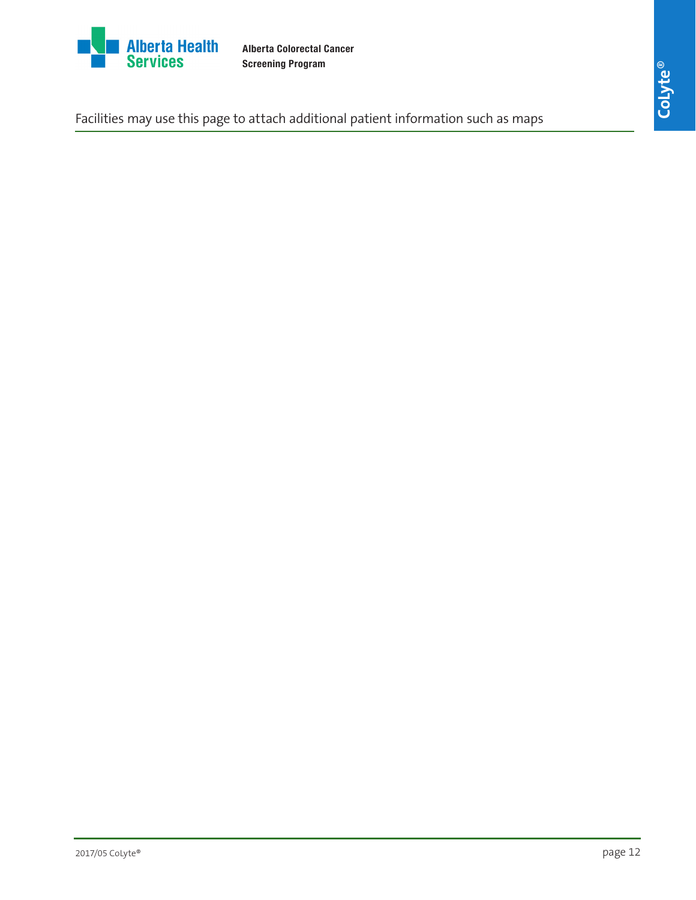Facilities may use this page to attach additional patient information such as maps